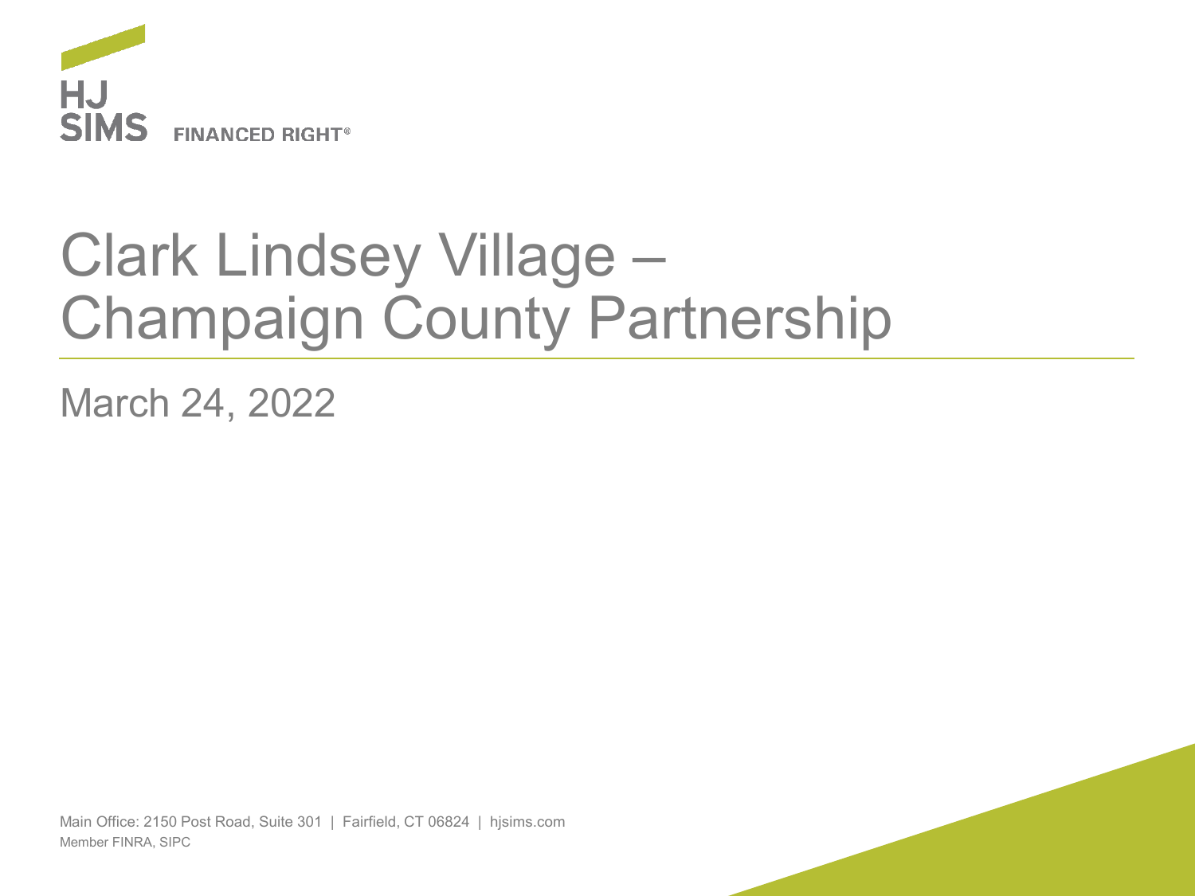HJ SIMS FINANCED RIGHT®

# Clark Lindsey Village – Champaign County Partnership

March 24, 2022

Main Office: 2150 Post Road, Suite 301 | Fairfield, CT 06824 | hjsims.com
Member FINRA, SIPC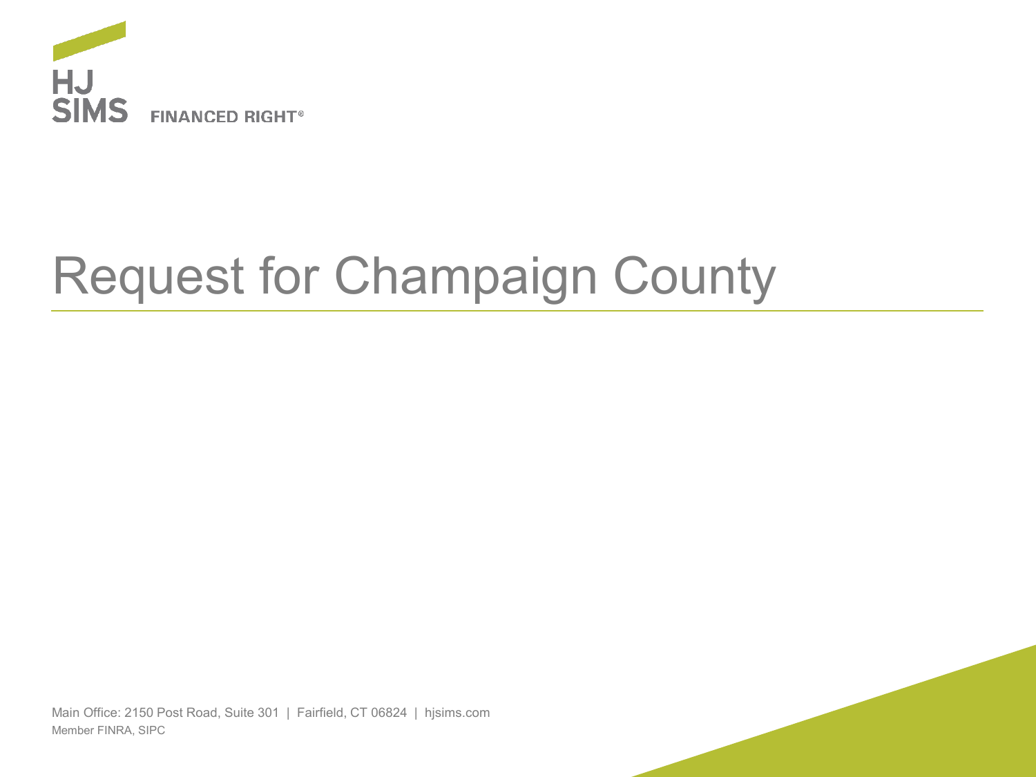HJ SIMS FINANCED RIGHT®

# Request for Champaign County

Main Office: 2150 Post Road, Suite 301 | Fairfield, CT 06824 | hjsims.com
Member FINRA, SIPC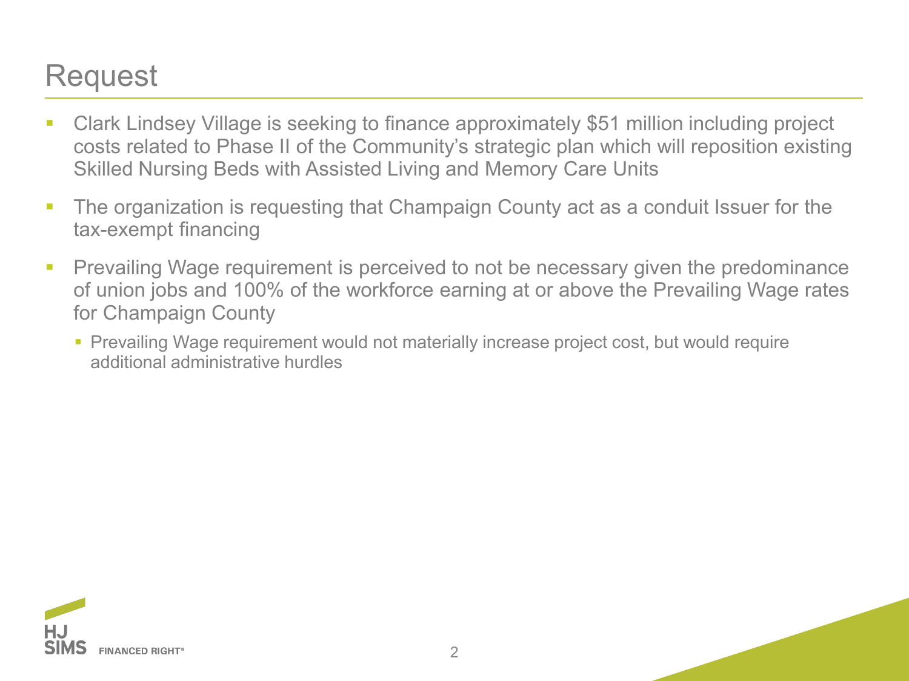# Request

- Clark Lindsey Village is seeking to finance approximately $51 million including project costs related to Phase II of the Community's strategic plan which will reposition existing Skilled Nursing Beds with Assisted Living and Memory Care Units
- The organization is requesting that Champaign County act as a conduit Issuer for the tax-exempt financing
- Prevailing Wage requirement is perceived to not be necessary given the predominance of union jobs and 100% of the workforce earning at or above the Prevailing Wage rates for Champaign County
  - Prevailing Wage requirement would not materially increase project cost, but would require additional administrative hurdles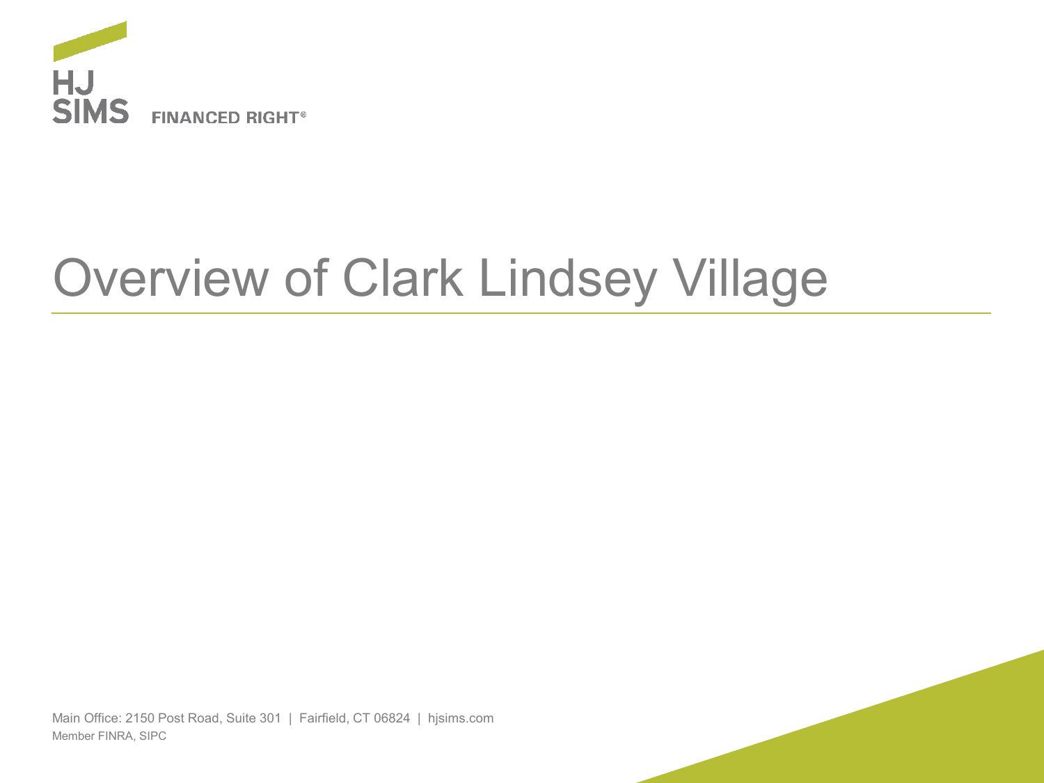HJ SIMS FINANCED RIGHT®

# Overview of Clark Lindsey Village

Main Office: 2150 Post Road, Suite 301 | Fairfield, CT 06824 | hjsims.com
Member FINRA, SIPC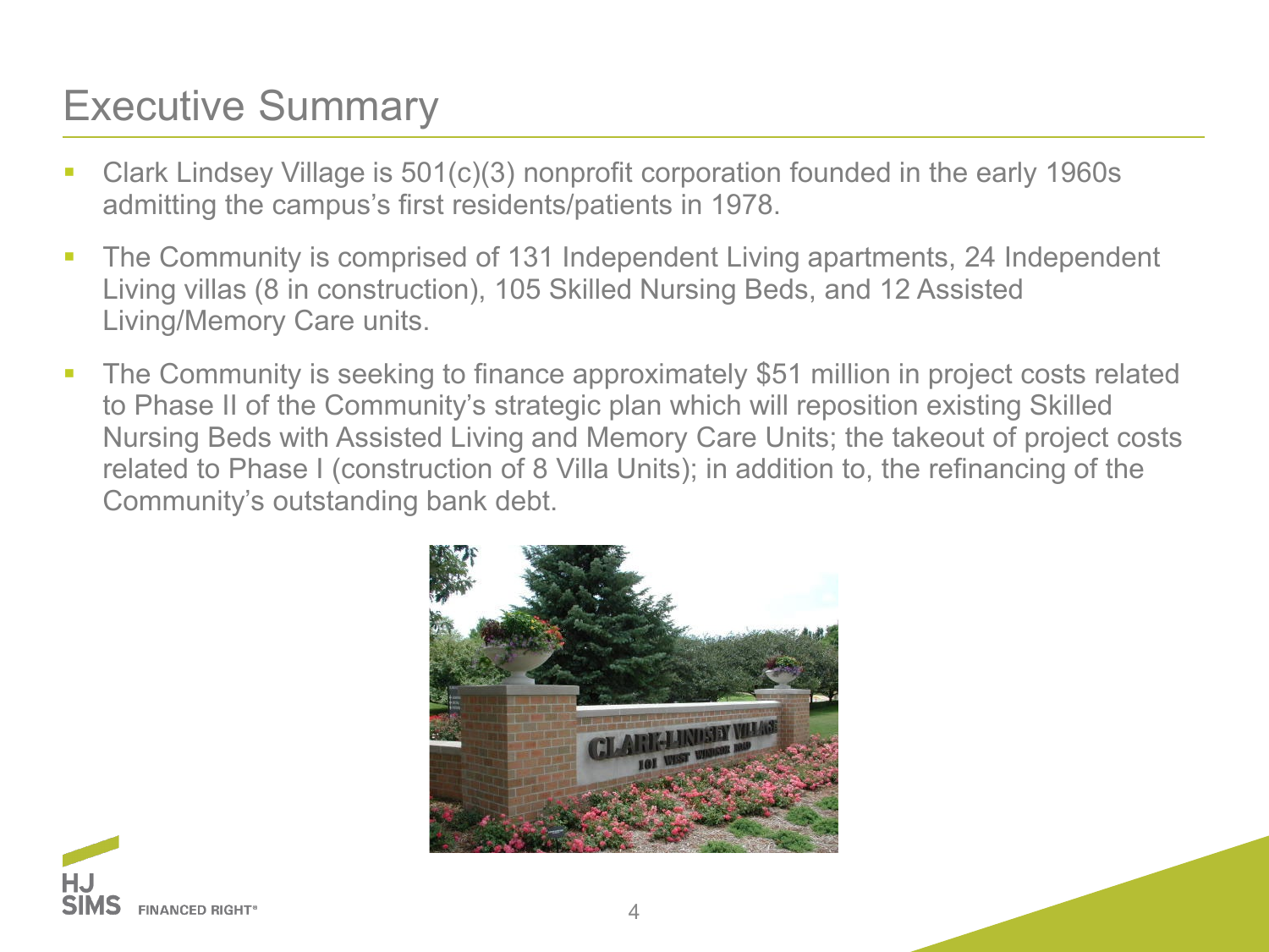# Executive Summary

- Clark Lindsey Village is 501(c)(3) nonprofit corporation founded in the early 1960s admitting the campus's first residents/patients in 1978.
- The Community is comprised of 131 Independent Living apartments, 24 Independent Living villas (8 in construction), 105 Skilled Nursing Beds, and 12 Assisted Living/Memory Care units.
- The Community is seeking to finance approximately $51 million in project costs related to Phase II of the Community's strategic plan which will reposition existing Skilled Nursing Beds with Assisted Living and Memory Care Units; the takeout of project costs related to Phase I (construction of 8 Villa Units); in addition to, the refinancing of the Community's outstanding bank debt.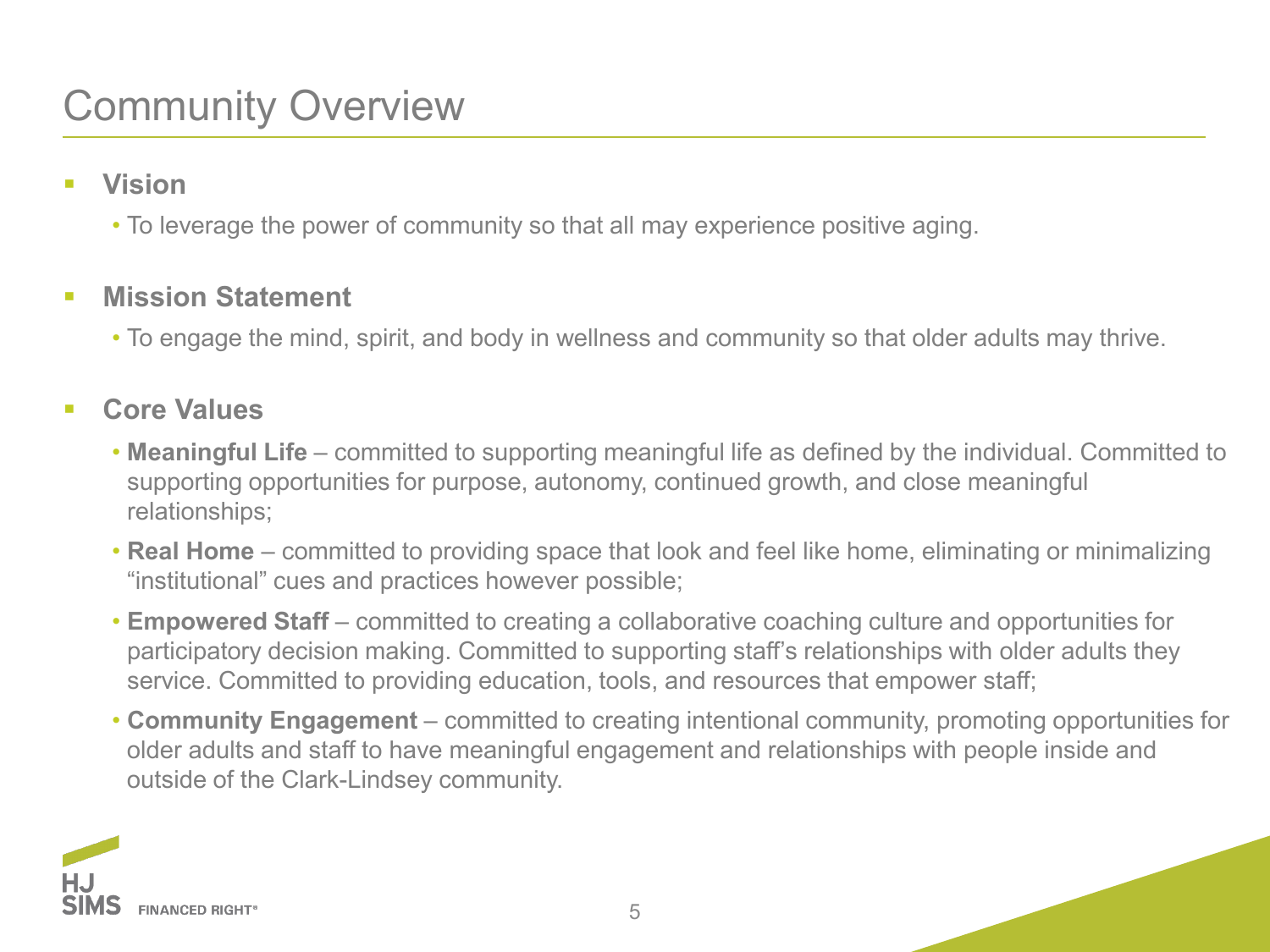# Community Overview

- **Vision**
  - To leverage the power of community so that all may experience positive aging.

- **Mission Statement**
  - To engage the mind, spirit, and body in wellness and community so that older adults may thrive.

- **Core Values**
  - **Meaningful Life** – committed to supporting meaningful life as defined by the individual. Committed to supporting opportunities for purpose, autonomy, continued growth, and close meaningful relationships;
  - **Real Home** – committed to providing space that look and feel like home, eliminating or minimalizing "institutional" cues and practices however possible;
  - **Empowered Staff** – committed to creating a collaborative coaching culture and opportunities for participatory decision making. Committed to supporting staff's relationships with older adults they service. Committed to providing education, tools, and resources that empower staff;
  - **Community Engagement** – committed to creating intentional community, promoting opportunities for older adults and staff to have meaningful engagement and relationships with people inside and outside of the Clark-Lindsey community.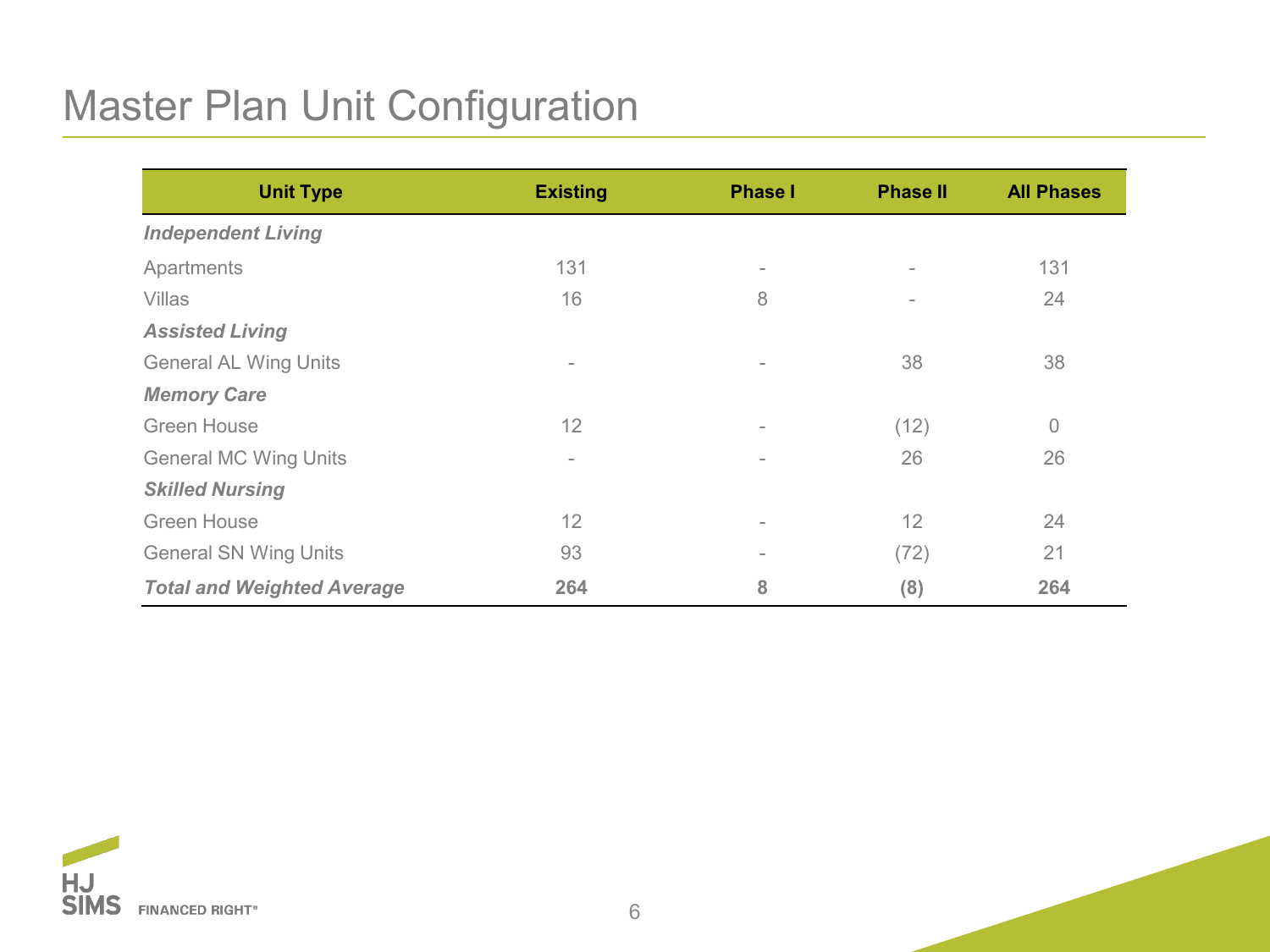# Master Plan Unit Configuration

| Unit Type | Existing | Phase I | Phase II | All Phases |
|---|---|---|---|---|
| ***Independent Living*** | | | | |
| Apartments | 131 | - | - | 131 |
| Villas | 16 | 8 | - | 24 |
| ***Assisted Living*** | | | | |
| General AL Wing Units | - | - | 38 | 38 |
| ***Memory Care*** | | | | |
| Green House | 12 | - | (12) | 0 |
| General MC Wing Units | - | - | 26 | 26 |
| ***Skilled Nursing*** | | | | |
| Green House | 12 | - | 12 | 24 |
| General SN Wing Units | 93 | - | (72) | 21 |
| ***Total and Weighted Average*** | **264** | **8** | **(8)** | **264** |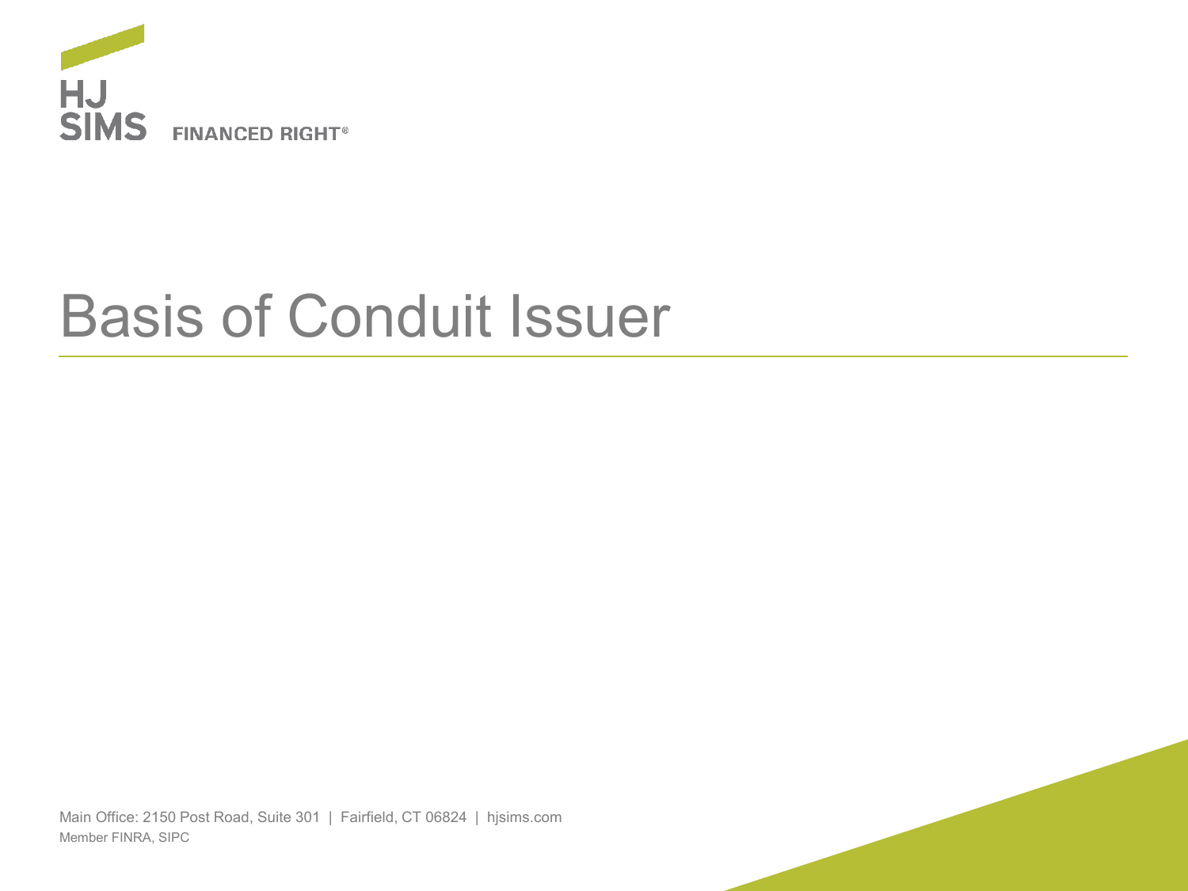# Basis of Conduit Issuer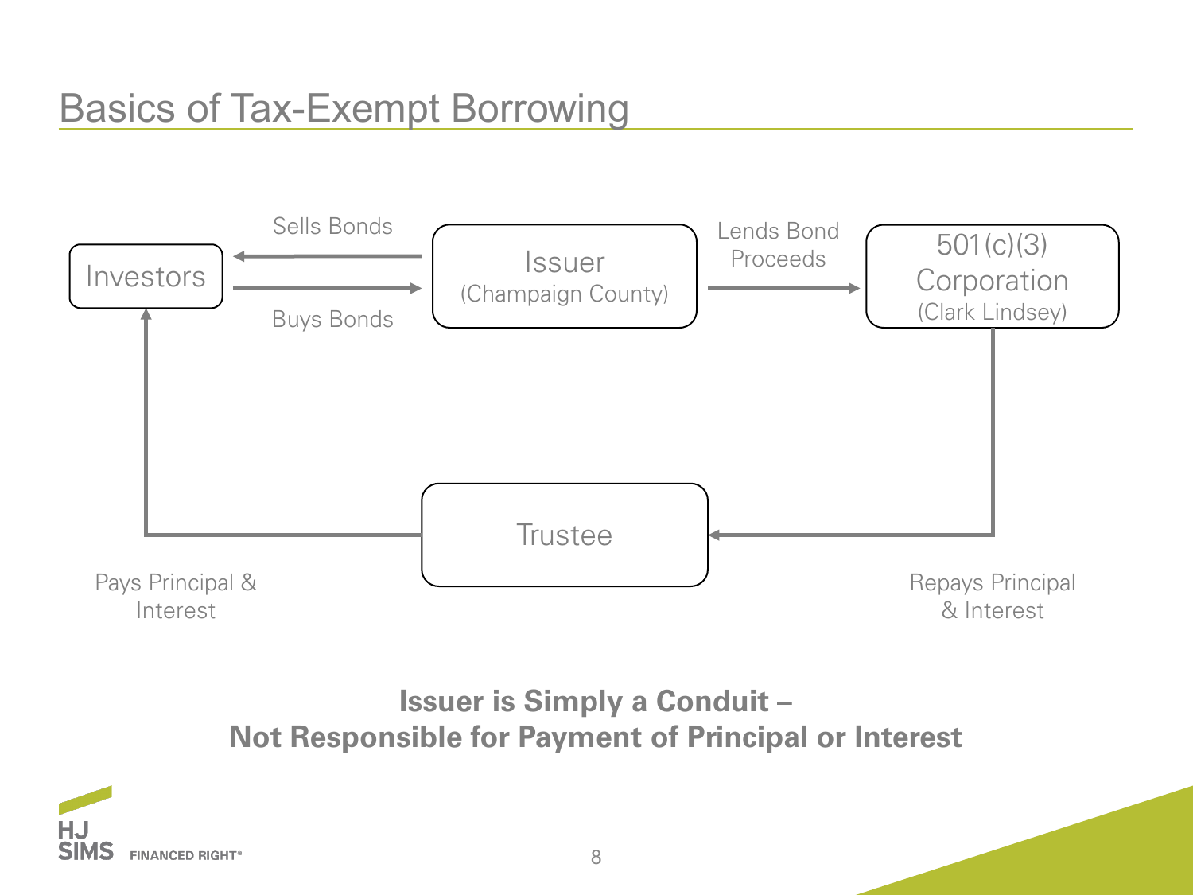# Basics of Tax-Exempt Borrowing

Investors

Sells Bonds

Buys Bonds

Issuer
(Champaign County)

Lends Bond Proceeds

501(c)(3) Corporation
(Clark Lindsey)

Trustee

Pays Principal & Interest

Repays Principal & Interest

**Issuer is Simply a Conduit –**
**Not Responsible for Payment of Principal or Interest**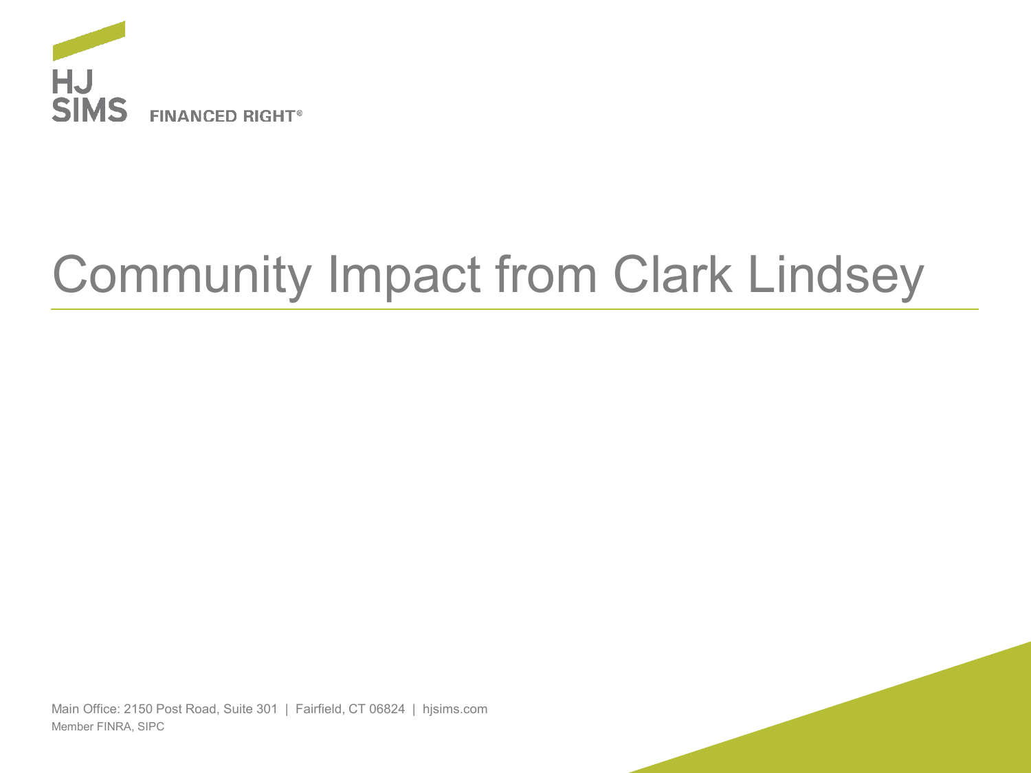HJ SIMS FINANCED RIGHT®

# Community Impact from Clark Lindsey

Main Office: 2150 Post Road, Suite 301 | Fairfield, CT 06824 | hjsims.com
Member FINRA, SIPC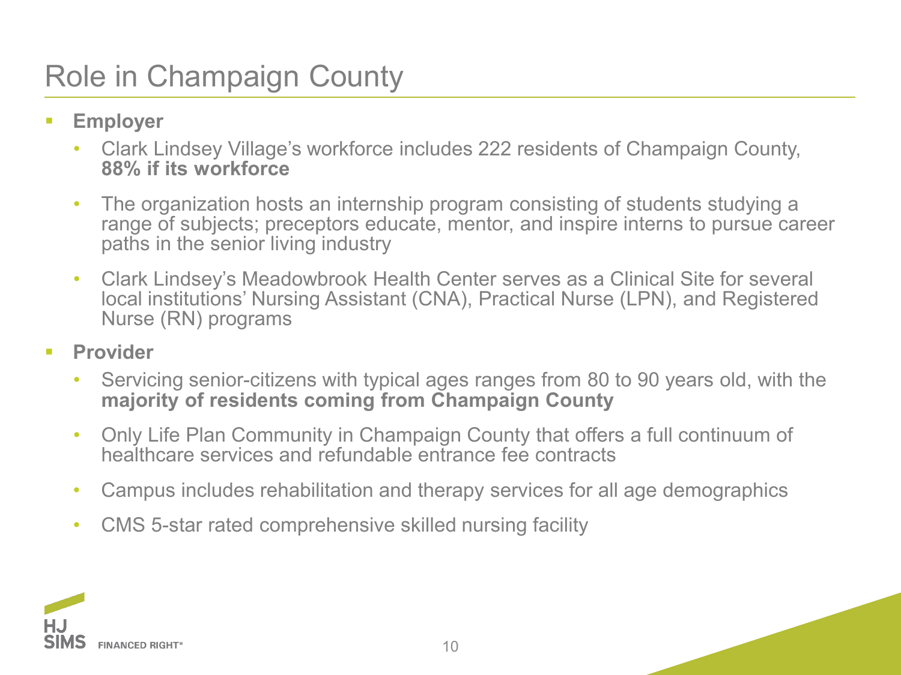# Role in Champaign County

- **Employer**
  - Clark Lindsey Village's workforce includes 222 residents of Champaign County, **88% if its workforce**
  - The organization hosts an internship program consisting of students studying a range of subjects; preceptors educate, mentor, and inspire interns to pursue career paths in the senior living industry
  - Clark Lindsey's Meadowbrook Health Center serves as a Clinical Site for several local institutions' Nursing Assistant (CNA), Practical Nurse (LPN), and Registered Nurse (RN) programs
- **Provider**
  - Servicing senior-citizens with typical ages ranges from 80 to 90 years old, with the **majority of residents coming from Champaign County**
  - Only Life Plan Community in Champaign County that offers a full continuum of healthcare services and refundable entrance fee contracts
  - Campus includes rehabilitation and therapy services for all age demographics
  - CMS 5-star rated comprehensive skilled nursing facility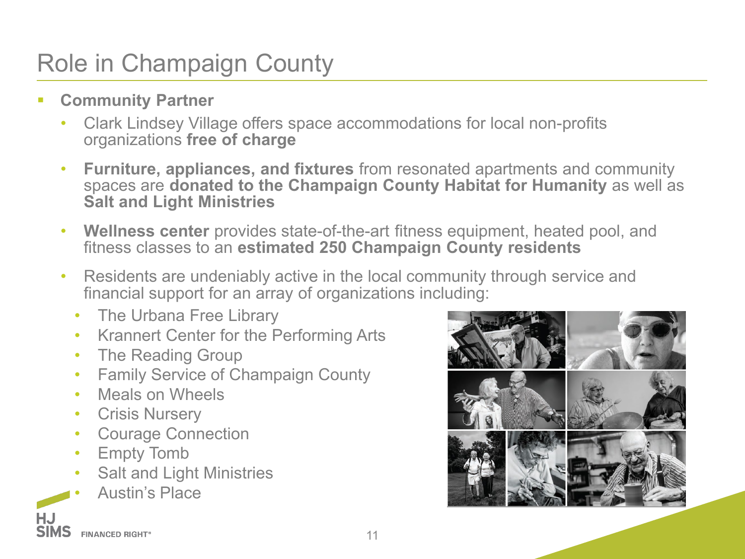# Role in Champaign County

- **Community Partner**
  - Clark Lindsey Village offers space accommodations for local non-profits organizations **free of charge**
  - **Furniture, appliances, and fixtures** from resonated apartments and community spaces are **donated to the Champaign County Habitat for Humanity** as well as **Salt and Light Ministries**
  - **Wellness center** provides state-of-the-art fitness equipment, heated pool, and fitness classes to an **estimated 250 Champaign County residents**
  - Residents are undeniably active in the local community through service and financial support for an array of organizations including:
    - The Urbana Free Library
    - Krannert Center for the Performing Arts
    - The Reading Group
    - Family Service of Champaign County
    - Meals on Wheels
    - Crisis Nursery
    - Courage Connection
    - Empty Tomb
    - Salt and Light Ministries
    - Austin's Place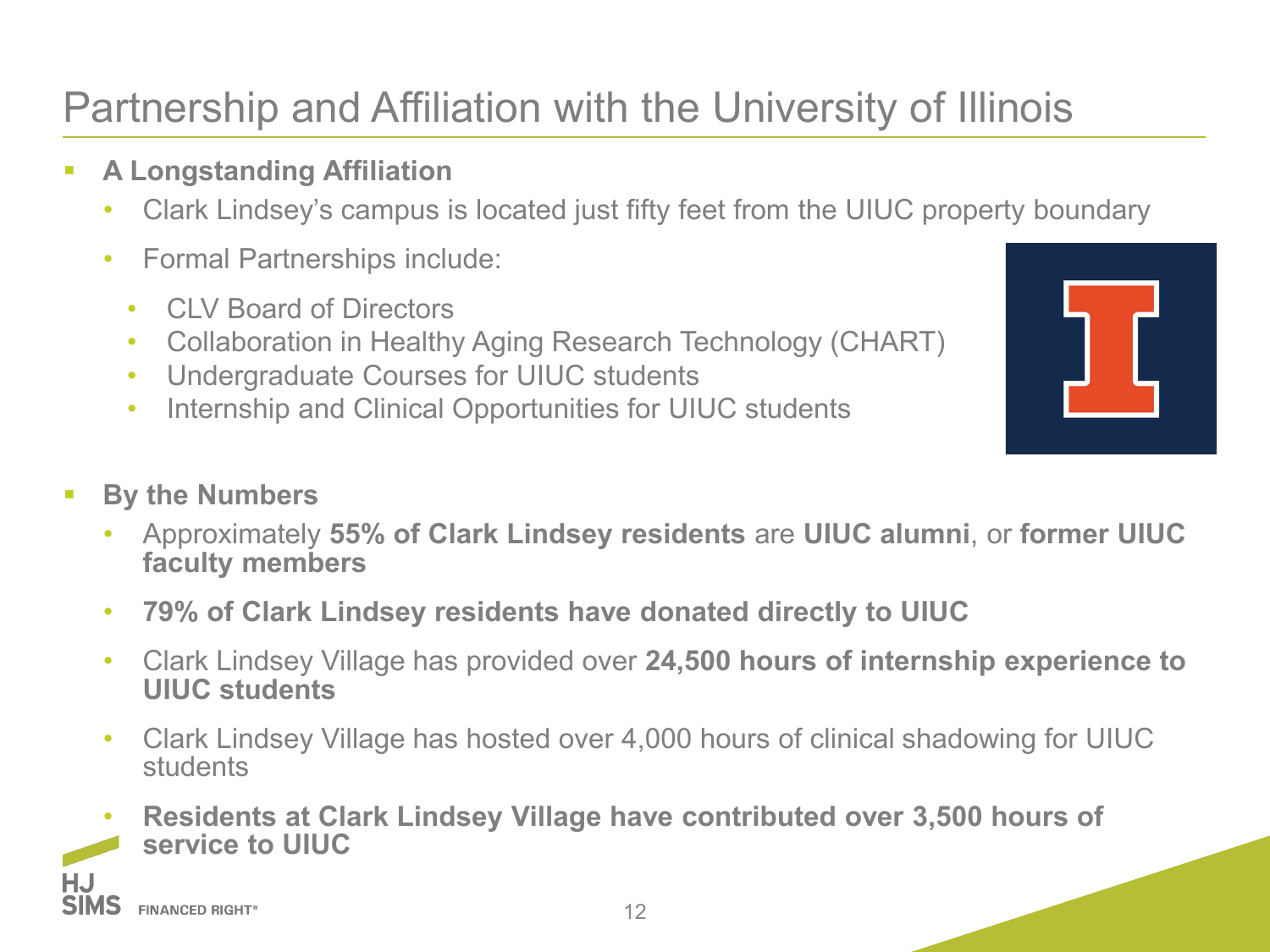# Partnership and Affiliation with the University of Illinois

- **A Longstanding Affiliation**
  - Clark Lindsey's campus is located just fifty feet from the UIUC property boundary
  - Formal Partnerships include:
    - CLV Board of Directors
    - Collaboration in Healthy Aging Research Technology (CHART)
    - Undergraduate Courses for UIUC students
    - Internship and Clinical Opportunities for UIUC students

- **By the Numbers**
  - Approximately **55% of Clark Lindsey residents** are **UIUC alumni**, or **former UIUC faculty members**
  - **79% of Clark Lindsey residents have donated directly to UIUC**
  - Clark Lindsey Village has provided over **24,500 hours of internship experience to UIUC students**
  - Clark Lindsey Village has hosted over 4,000 hours of clinical shadowing for UIUC students
  - **Residents at Clark Lindsey Village have contributed over 3,500 hours of service to UIUC**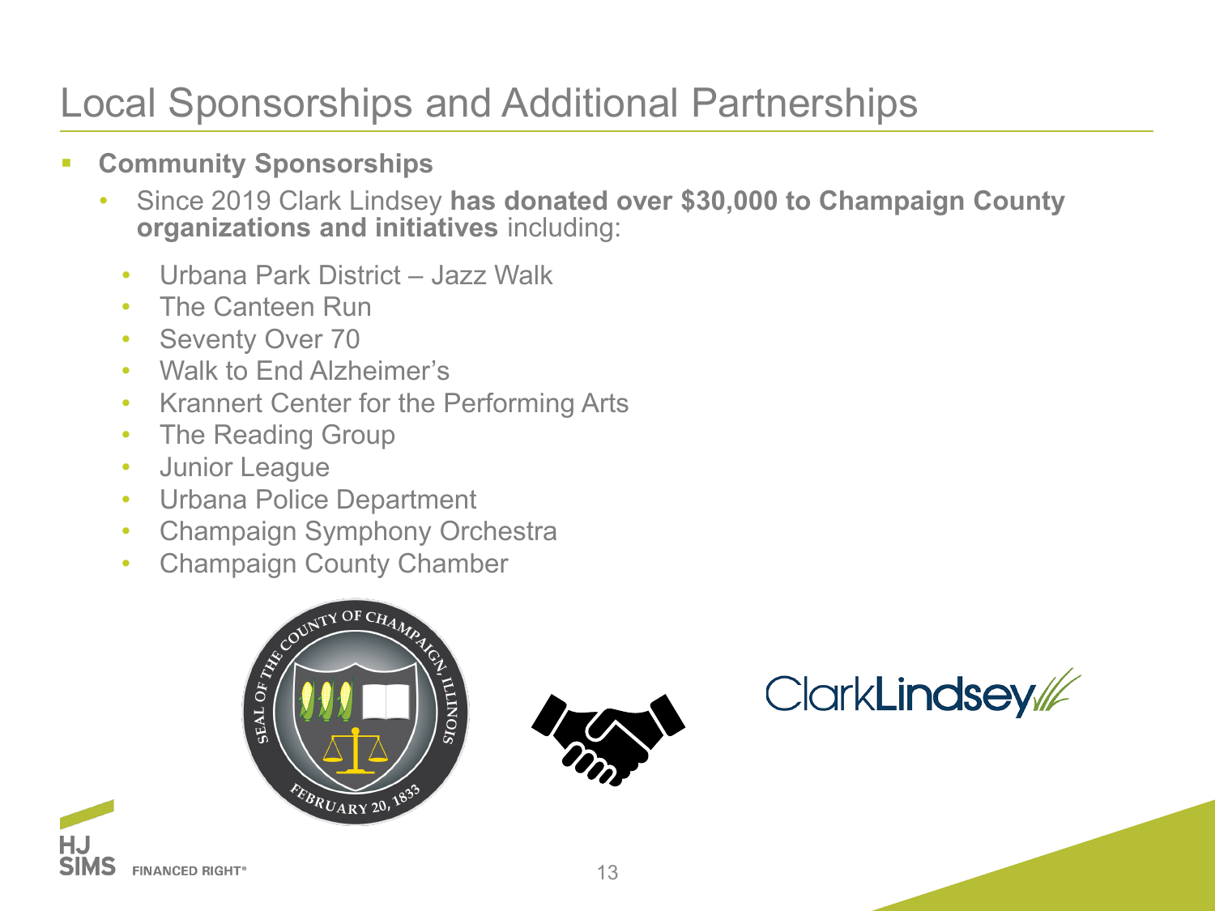# Local Sponsorships and Additional Partnerships

- **Community Sponsorships**
  - Since 2019 Clark Lindsey **has donated over $30,000 to Champaign County organizations and initiatives** including:
    - Urbana Park District – Jazz Walk
    - The Canteen Run
    - Seventy Over 70
    - Walk to End Alzheimer's
    - Krannert Center for the Performing Arts
    - The Reading Group
    - Junior League
    - Urbana Police Department
    - Champaign Symphony Orchestra
    - Champaign County Chamber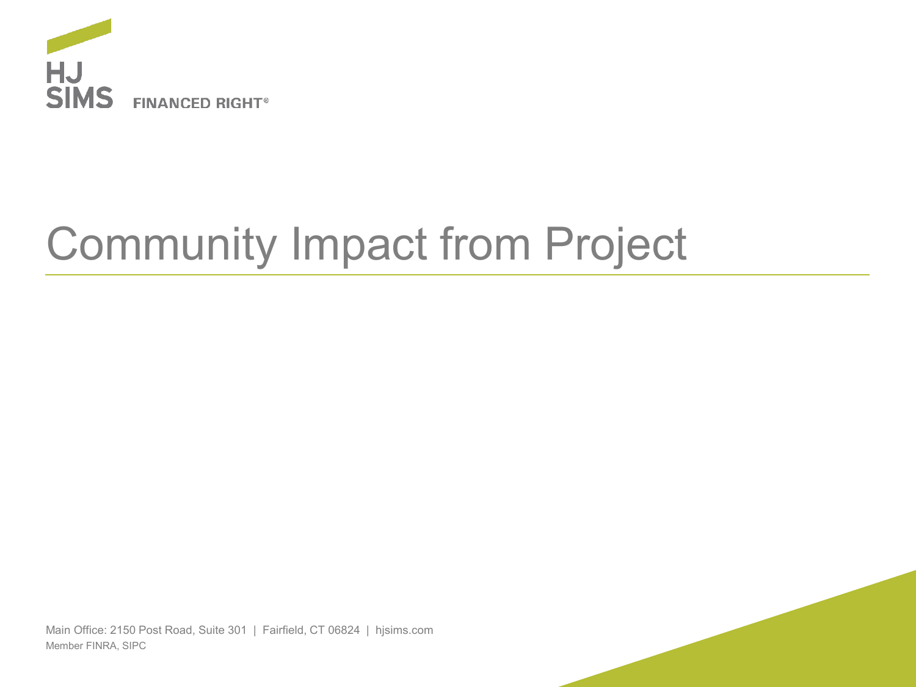HJ SIMS FINANCED RIGHT®

# Community Impact from Project

Main Office: 2150 Post Road, Suite 301 | Fairfield, CT 06824 | hjsims.com
Member FINRA, SIPC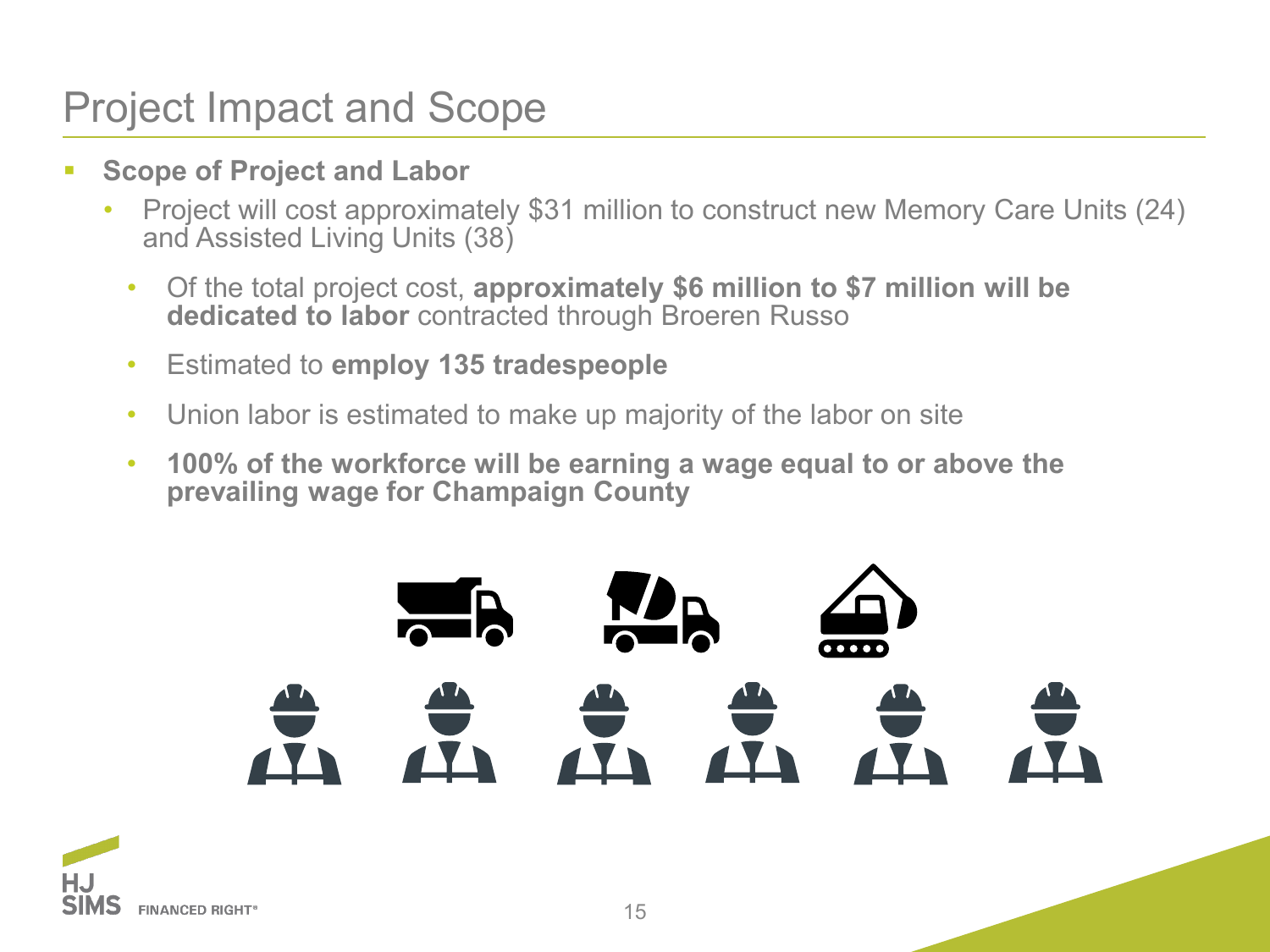# Project Impact and Scope

- **Scope of Project and Labor**
  - Project will cost approximately $31 million to construct new Memory Care Units (24) and Assisted Living Units (38)
    - Of the total project cost, **approximately $6 million to $7 million will be dedicated to labor** contracted through Broeren Russo
    - Estimated to **employ 135 tradespeople**
    - Union labor is estimated to make up majority of the labor on site
    - **100% of the workforce will be earning a wage equal to or above the prevailing wage for Champaign County**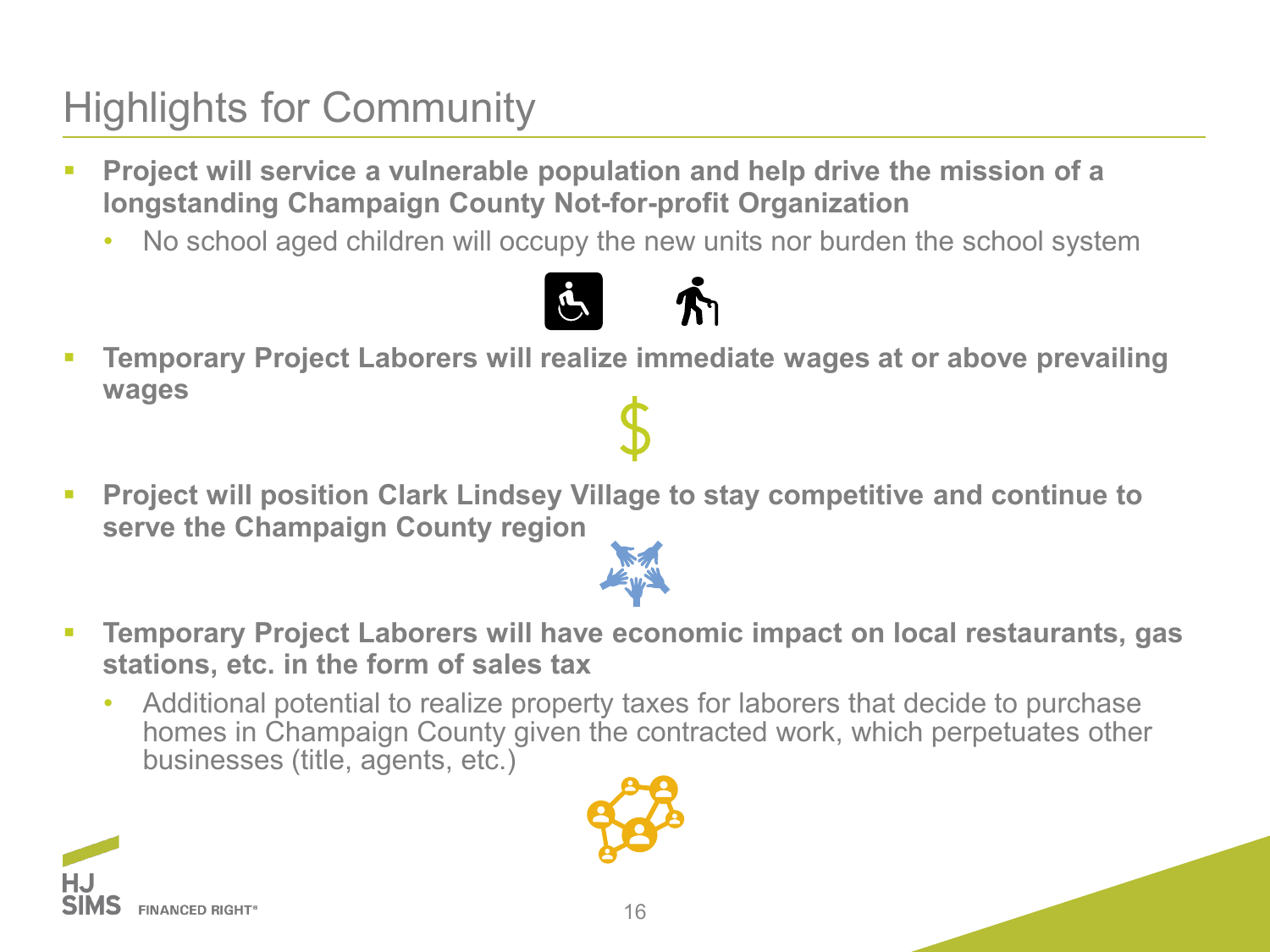# Highlights for Community

- **Project will service a vulnerable population and help drive the mission of a longstanding Champaign County Not-for-profit Organization**
  - No school aged children will occupy the new units nor burden the school system
- **Temporary Project Laborers will realize immediate wages at or above prevailing wages**
- **Project will position Clark Lindsey Village to stay competitive and continue to serve the Champaign County region**
- **Temporary Project Laborers will have economic impact on local restaurants, gas stations, etc. in the form of sales tax**
  - Additional potential to realize property taxes for laborers that decide to purchase homes in Champaign County given the contracted work, which perpetuates other businesses (title, agents, etc.)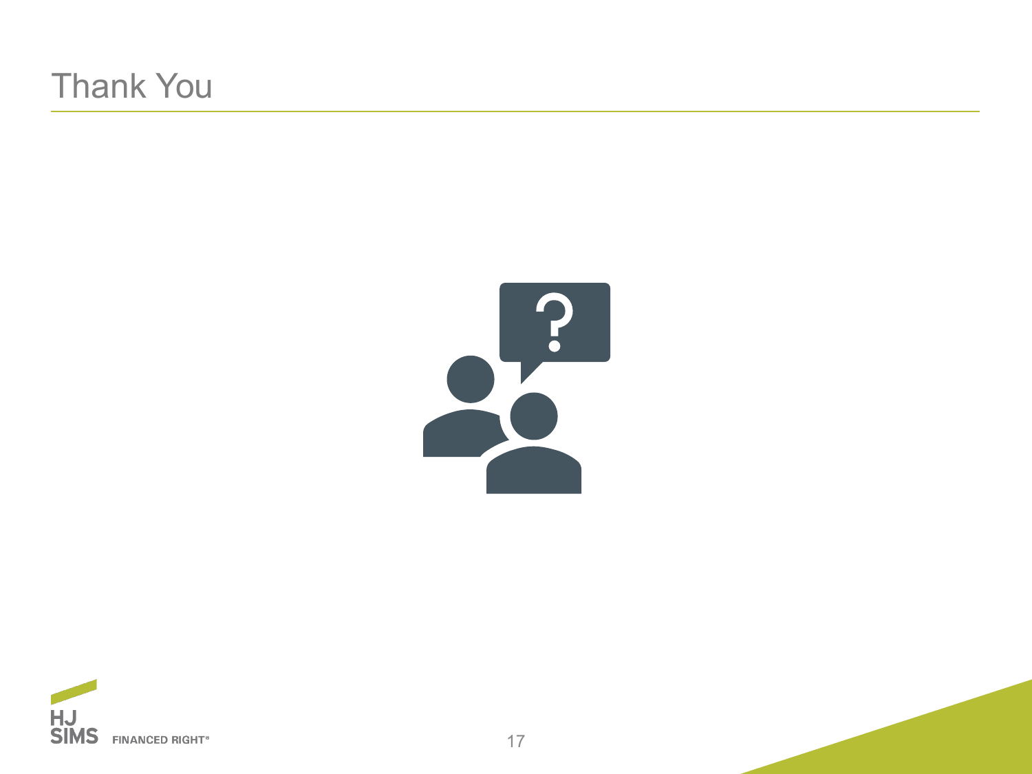# Thank You